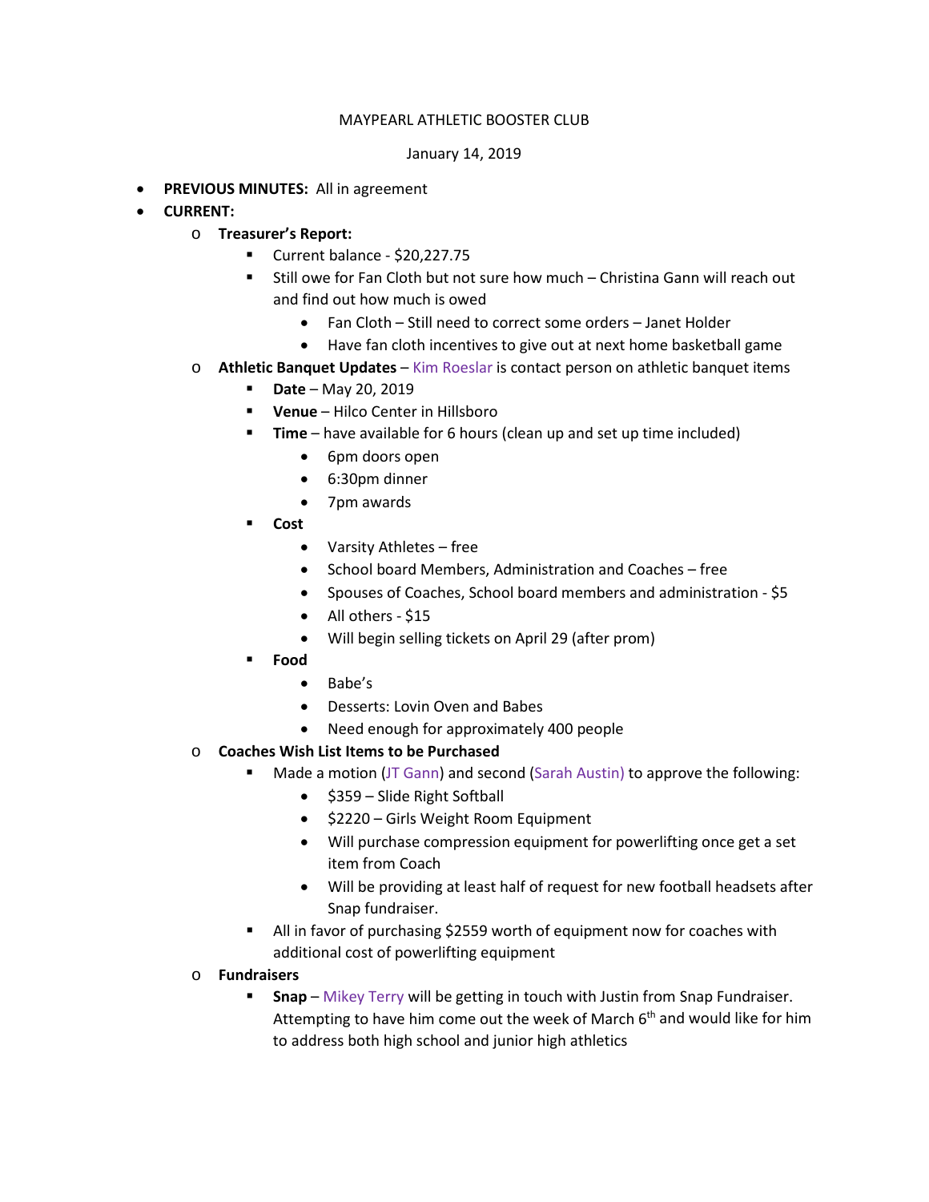MAYPEARL ATHLETIC BOOSTER CLUB

January 14, 2019

- **PREVIOUS MINUTES:** All in agreement
- **CURRENT:**
  - **Treasurer's Report:**
    - Current balance - $20,227.75
    - Still owe for Fan Cloth but not sure how much – Christina Gann will reach out and find out how much is owed
      - Fan Cloth – Still need to correct some orders – Janet Holder
      - Have fan cloth incentives to give out at next home basketball game
  - **Athletic Banquet Updates** – Kim Roeslar is contact person on athletic banquet items
    - **Date** – May 20, 2019
    - **Venue** – Hilco Center in Hillsboro
    - **Time** – have available for 6 hours (clean up and set up time included)
      - 6pm doors open
      - 6:30pm dinner
      - 7pm awards
    - **Cost**
      - Varsity Athletes – free
      - School board Members, Administration and Coaches – free
      - Spouses of Coaches, School board members and administration - $5
      - All others - $15
      - Will begin selling tickets on April 29 (after prom)
    - **Food**
      - Babe's
      - Desserts: Lovin Oven and Babes
      - Need enough for approximately 400 people
  - **Coaches Wish List Items to be Purchased**
    - Made a motion (JT Gann) and second (Sarah Austin) to approve the following:
      - $359 – Slide Right Softball
      - $2220 – Girls Weight Room Equipment
      - Will purchase compression equipment for powerlifting once get a set item from Coach
      - Will be providing at least half of request for new football headsets after Snap fundraiser.
    - All in favor of purchasing $2559 worth of equipment now for coaches with additional cost of powerlifting equipment
  - **Fundraisers**
    - **Snap** – Mikey Terry will be getting in touch with Justin from Snap Fundraiser. Attempting to have him come out the week of March 6th and would like for him to address both high school and junior high athletics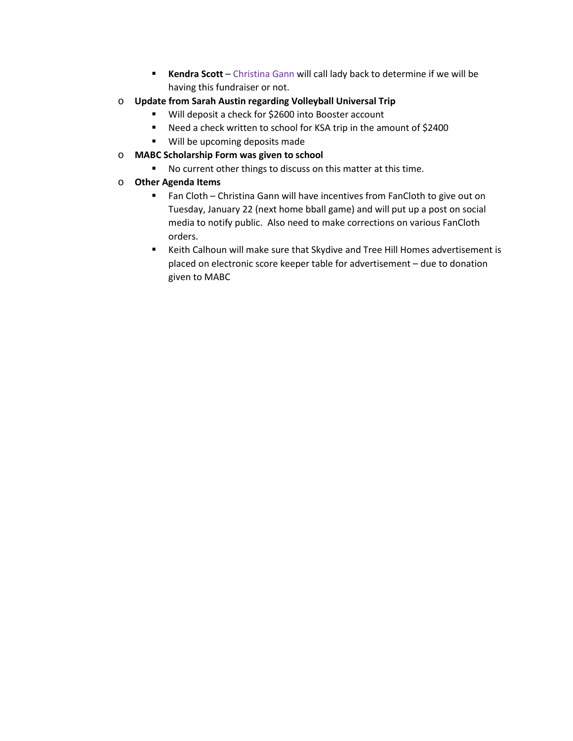- **Update from Sarah Austin regarding Volleyball Universal Trip**
    - Will deposit a check for $2600 into Booster account
    - Need a check written to school for KSA trip in the amount of $2400
    - Will be upcoming deposits made
- **MABC Scholarship Form was given to school**
    - No current other things to discuss on this matter at this time.
- **Other Agenda Items**
    - Fan Cloth – Christina Gann will have incentives from FanCloth to give out on Tuesday, January 22 (next home bball game) and will put up a post on social media to notify public. Also need to make corrections on various FanCloth orders.
    - Keith Calhoun will make sure that Skydive and Tree Hill Homes advertisement is placed on electronic score keeper table for advertisement – due to donation given to MABC

- **Kendra Scott** – Christina Gann will call lady back to determine if we will be having this fundraiser or not.
- **Update from Sarah Austin regarding Volleyball Universal Trip**
    - Will deposit a check for $2600 into Booster account
    - Need a check written to school for KSA trip in the amount of $2400
    - Will be upcoming deposits made
- **MABC Scholarship Form was given to school**
    - No current other things to discuss on this matter at this time.
- **Other Agenda Items**
    - Fan Cloth – Christina Gann will have incentives from FanCloth to give out on Tuesday, January 22 (next home bball game) and will put up a post on social media to notify public. Also need to make corrections on various FanCloth orders.
    - Keith Calhoun will make sure that Skydive and Tree Hill Homes advertisement is placed on electronic score keeper table for advertisement – due to donation given to MABC